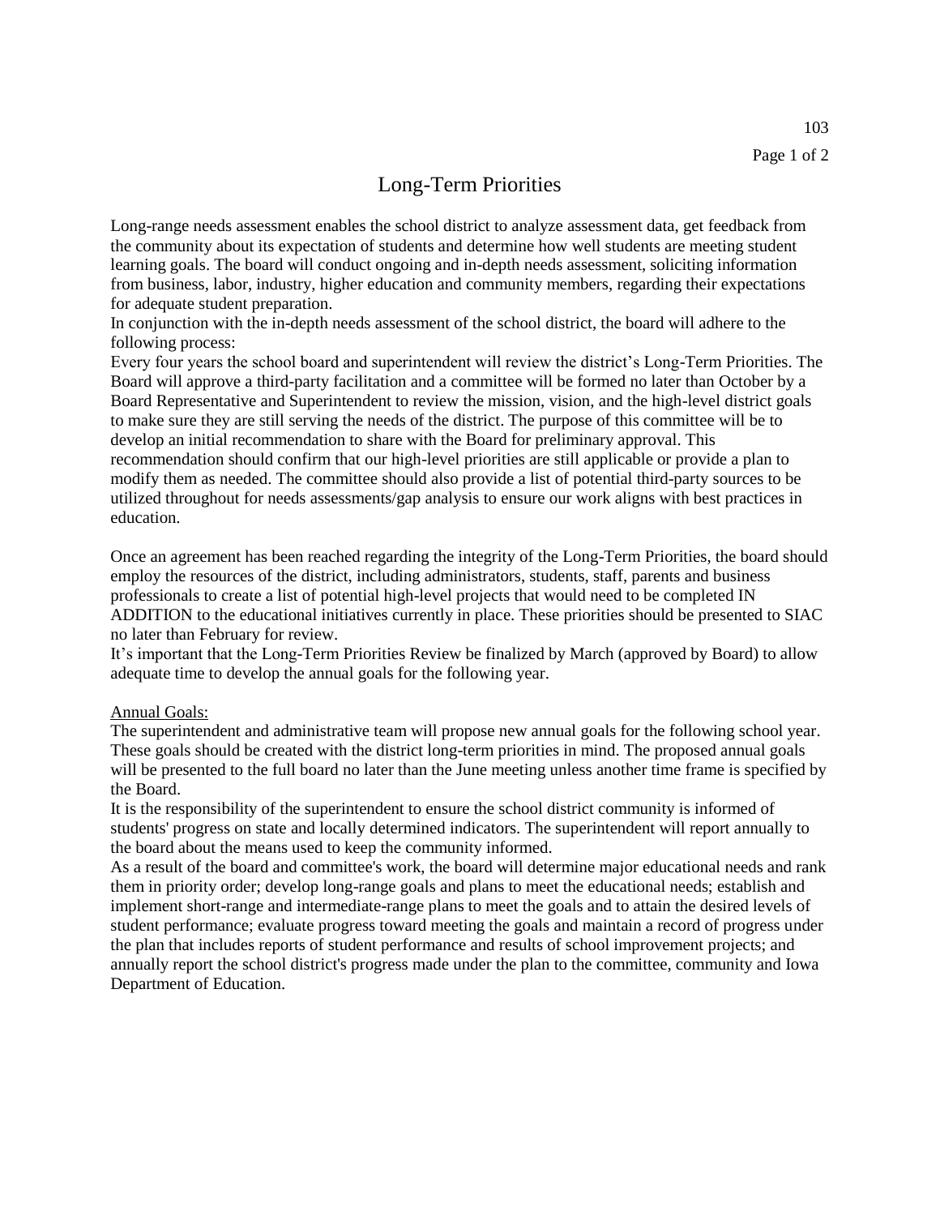# Long-Term Priorities

Long-range needs assessment enables the school district to analyze assessment data, get feedback from the community about its expectation of students and determine how well students are meeting student learning goals. The board will conduct ongoing and in-depth needs assessment, soliciting information from business, labor, industry, higher education and community members, regarding their expectations for adequate student preparation.

In conjunction with the in-depth needs assessment of the school district, the board will adhere to the following process:

Every four years the school board and superintendent will review the district's Long-Term Priorities. The Board will approve a third-party facilitation and a committee will be formed no later than October by a Board Representative and Superintendent to review the mission, vision, and the high-level district goals to make sure they are still serving the needs of the district. The purpose of this committee will be to develop an initial recommendation to share with the Board for preliminary approval. This recommendation should confirm that our high-level priorities are still applicable or provide a plan to modify them as needed. The committee should also provide a list of potential third-party sources to be utilized throughout for needs assessments/gap analysis to ensure our work aligns with best practices in education.

Once an agreement has been reached regarding the integrity of the Long-Term Priorities, the board should employ the resources of the district, including administrators, students, staff, parents and business professionals to create a list of potential high-level projects that would need to be completed IN ADDITION to the educational initiatives currently in place. These priorities should be presented to SIAC no later than February for review.

It's important that the Long-Term Priorities Review be finalized by March (approved by Board) to allow adequate time to develop the annual goals for the following year.

<u>Annual Goals:</u>

The superintendent and administrative team will propose new annual goals for the following school year. These goals should be created with the district long-term priorities in mind. The proposed annual goals will be presented to the full board no later than the June meeting unless another time frame is specified by the Board.

It is the responsibility of the superintendent to ensure the school district community is informed of students' progress on state and locally determined indicators. The superintendent will report annually to the board about the means used to keep the community informed.

As a result of the board and committee's work, the board will determine major educational needs and rank them in priority order; develop long-range goals and plans to meet the educational needs; establish and implement short-range and intermediate-range plans to meet the goals and to attain the desired levels of student performance; evaluate progress toward meeting the goals and maintain a record of progress under the plan that includes reports of student performance and results of school improvement projects; and annually report the school district's progress made under the plan to the committee, community and Iowa Department of Education.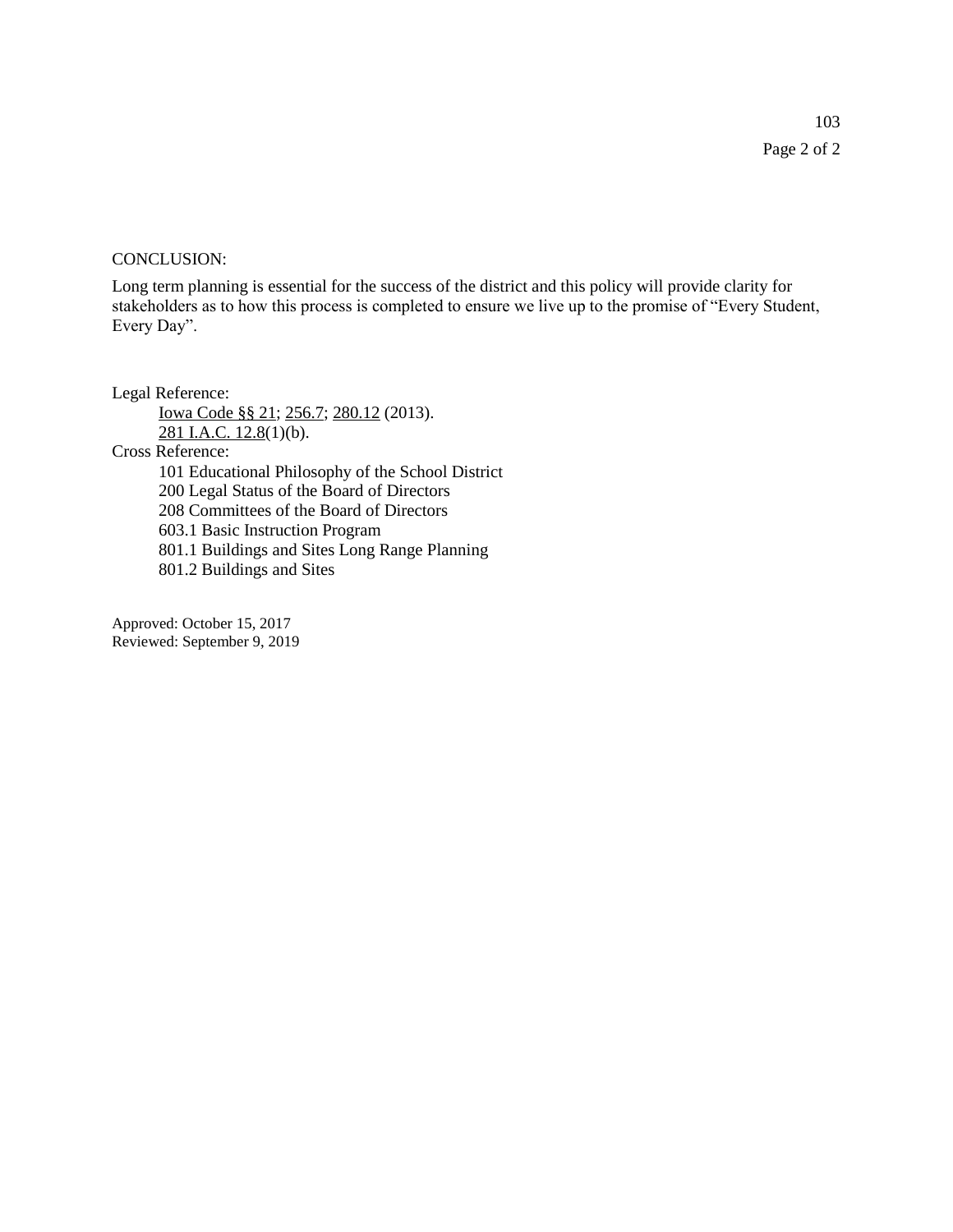CONCLUSION:

Long term planning is essential for the success of the district and this policy will provide clarity for stakeholders as to how this process is completed to ensure we live up to the promise of "Every Student, Every Day".

Legal Reference:

Iowa Code §§ 21; 256.7; 280.12 (2013).
281 I.A.C. 12.8(1)(b).

Cross Reference:

101 Educational Philosophy of the School District
200 Legal Status of the Board of Directors
208 Committees of the Board of Directors
603.1 Basic Instruction Program
801.1 Buildings and Sites Long Range Planning
801.2 Buildings and Sites

Approved: October 15, 2017
Reviewed: September 9, 2019